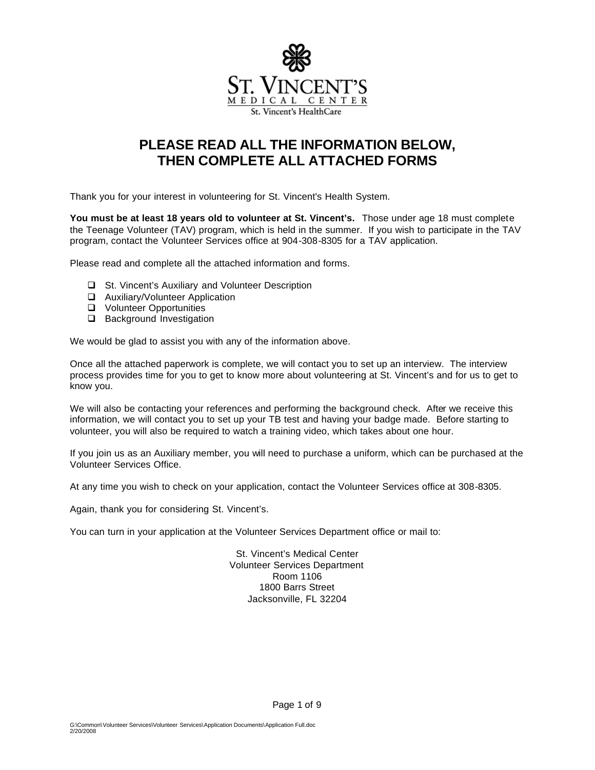ST. VINCENT'S
MEDICAL CENTER
St. Vincent's HealthCare

# PLEASE READ ALL THE INFORMATION BELOW, THEN COMPLETE ALL ATTACHED FORMS

Thank you for your interest in volunteering for St. Vincent's Health System.

**You must be at least 18 years old to volunteer at St. Vincent's.** Those under age 18 must complete the Teenage Volunteer (TAV) program, which is held in the summer. If you wish to participate in the TAV program, contact the Volunteer Services office at 904-308-8305 for a TAV application.

Please read and complete all the attached information and forms.

- ☐ St. Vincent's Auxiliary and Volunteer Description
- ☐ Auxiliary/Volunteer Application
- ☐ Volunteer Opportunities
- ☐ Background Investigation

We would be glad to assist you with any of the information above.

Once all the attached paperwork is complete, we will contact you to set up an interview. The interview process provides time for you to get to know more about volunteering at St. Vincent's and for us to get to know you.

We will also be contacting your references and performing the background check. After we receive this information, we will contact you to set up your TB test and having your badge made. Before starting to volunteer, you will also be required to watch a training video, which takes about one hour.

If you join us as an Auxiliary member, you will need to purchase a uniform, which can be purchased at the Volunteer Services Office.

At any time you wish to check on your application, contact the Volunteer Services office at 308-8305.

Again, thank you for considering St. Vincent's.

You can turn in your application at the Volunteer Services Department office or mail to:

St. Vincent's Medical Center
Volunteer Services Department
Room 1106
1800 Barrs Street
Jacksonville, FL 32204

G:\Common\Volunteer Services\Volunteer Services\Application Documents\Application Full.doc
2/20/2008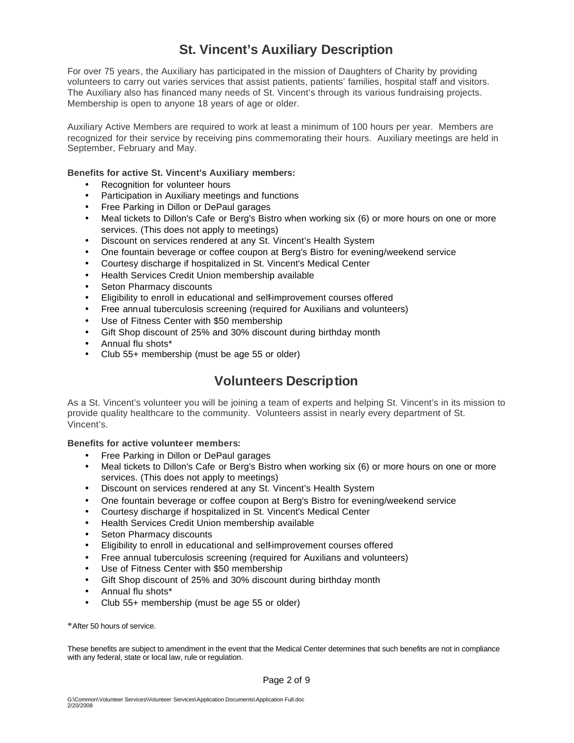# St. Vincent's Auxiliary Description

For over 75 years, the Auxiliary has participated in the mission of Daughters of Charity by providing volunteers to carry out varies services that assist patients, patients' families, hospital staff and visitors. The Auxiliary also has financed many needs of St. Vincent's through its various fundraising projects. Membership is open to anyone 18 years of age or older.

Auxiliary Active Members are required to work at least a minimum of 100 hours per year. Members are recognized for their service by receiving pins commemorating their hours. Auxiliary meetings are held in September, February and May.

**Benefits for active St. Vincent's Auxiliary members:**

- Recognition for volunteer hours
- Participation in Auxiliary meetings and functions
- Free Parking in Dillon or DePaul garages
- Meal tickets to Dillon's Cafe or Berg's Bistro when working six (6) or more hours on one or more services. (This does not apply to meetings)
- Discount on services rendered at any St. Vincent's Health System
- One fountain beverage or coffee coupon at Berg's Bistro for evening/weekend service
- Courtesy discharge if hospitalized in St. Vincent's Medical Center
- Health Services Credit Union membership available
- Seton Pharmacy discounts
- Eligibility to enroll in educational and self-improvement courses offered
- Free annual tuberculosis screening (required for Auxilians and volunteers)
- Use of Fitness Center with $50 membership
- Gift Shop discount of 25% and 30% discount during birthday month
- Annual flu shots*
- Club 55+ membership (must be age 55 or older)

# Volunteers Description

As a St. Vincent's volunteer you will be joining a team of experts and helping St. Vincent's in its mission to provide quality healthcare to the community. Volunteers assist in nearly every department of St. Vincent's.

**Benefits for active volunteer members:**

- Free Parking in Dillon or DePaul garages
- Meal tickets to Dillon's Cafe or Berg's Bistro when working six (6) or more hours on one or more services. (This does not apply to meetings)
- Discount on services rendered at any St. Vincent's Health System
- One fountain beverage or coffee coupon at Berg's Bistro for evening/weekend service
- Courtesy discharge if hospitalized in St. Vincent's Medical Center
- Health Services Credit Union membership available
- Seton Pharmacy discounts
- Eligibility to enroll in educational and self-improvement courses offered
- Free annual tuberculosis screening (required for Auxilians and volunteers)
- Use of Fitness Center with $50 membership
- Gift Shop discount of 25% and 30% discount during birthday month
- Annual flu shots*
- Club 55+ membership (must be age 55 or older)

*After 50 hours of service.

These benefits are subject to amendment in the event that the Medical Center determines that such benefits are not in compliance with any federal, state or local law, rule or regulation.

G:\Common\Volunteer Services\Volunteer Services\Application Documents\Application Full.doc
2/20/2008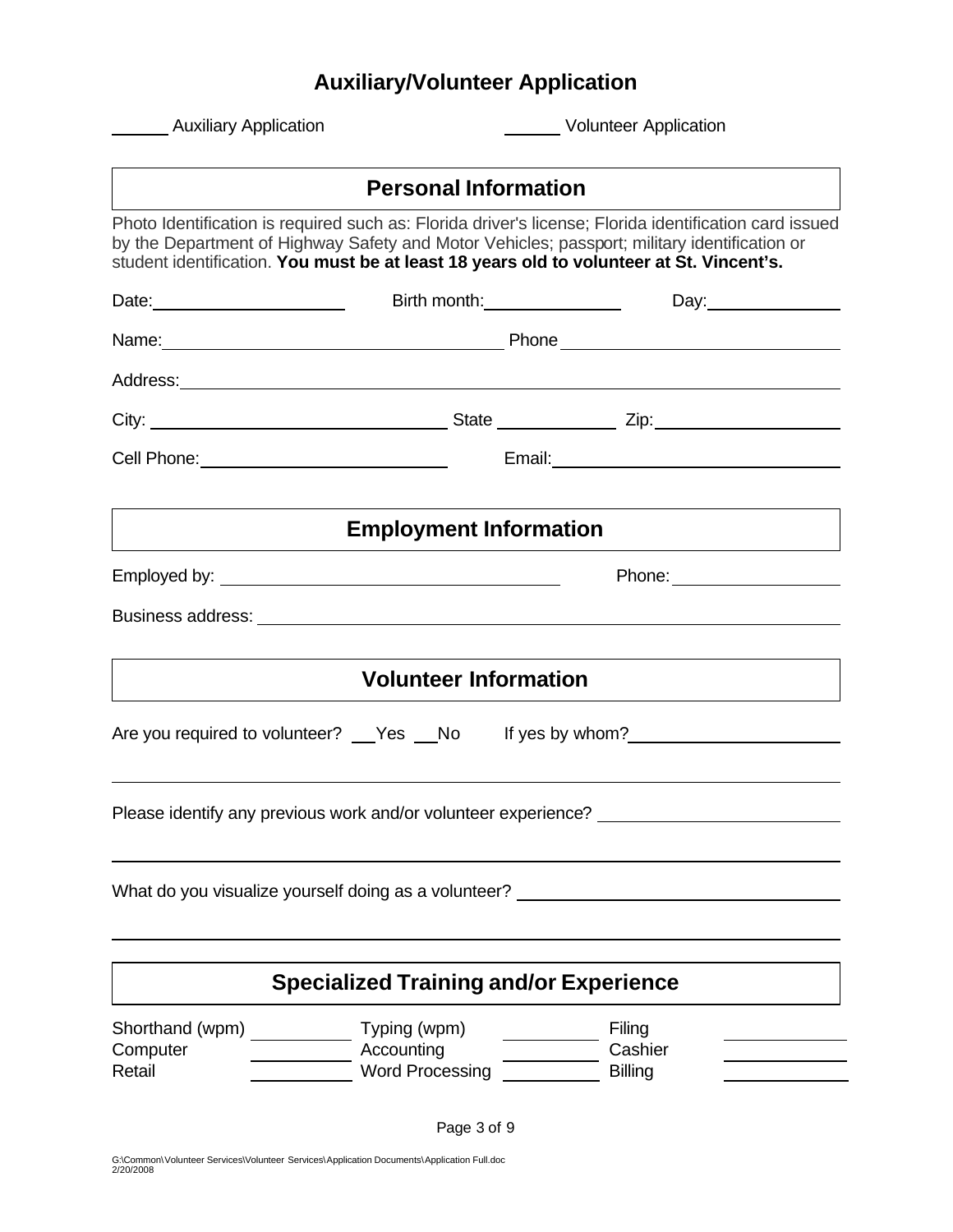# Auxiliary/Volunteer Application

______ Auxiliary Application ______ Volunteer Application

## Personal Information

Photo Identification is required such as: Florida driver's license; Florida identification card issued by the Department of Highway Safety and Motor Vehicles; passport; military identification or student identification. **You must be at least 18 years old to volunteer at St. Vincent's.**

Date: ____________________ Birth month: ______________ Day: ______________

Name: ____________________________________ Phone ____________________________

Address: ____________________________________________________________

City: ______________________________ State ____________ Zip: ____________________

Cell Phone: ________________________ Email: ______________________________

## Employment Information

Employed by: ____________________________________ Phone: __________________

Business address: ____________________________________________________________

## Volunteer Information

Are you required to volunteer? __Yes __No If yes by whom? ______________________

____________________________________________________________

Please identify any previous work and/or volunteer experience? ______________________

____________________________________________________________

What do you visualize yourself doing as a volunteer? ________________________________

____________________________________________________________

## Specialized Training and/or Experience

| | | | | | |
|---|---|---|---|---|---|
| Shorthand (wpm) | ________ | Typing (wpm) | ________ | Filing | ________ |
| Computer | ________ | Accounting | ________ | Cashier | ________ |
| Retail | ________ | Word Processing | ________ | Billing | ________ |

G:\Common\Volunteer Services\Volunteer Services\Application Documents\Application Full.doc
2/20/2008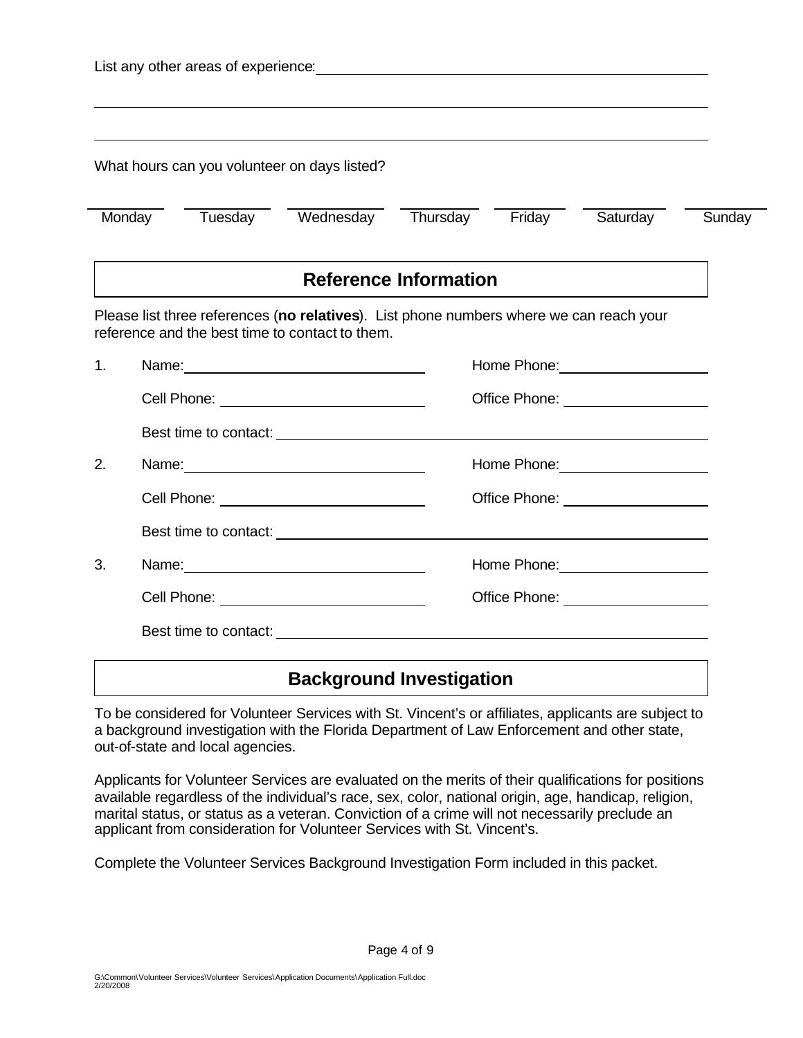List any other areas of experience: ______________________________________________

__________________________________________________________________________

__________________________________________________________________________

What hours can you volunteer on days listed?

| ________ | ________ | ________ | ________ | ________ | ________ | ________ |
|---|---|---|---|---|---|---|
| Monday | Tuesday | Wednesday | Thursday | Friday | Saturday | Sunday |

## Reference Information

Please list three references (**no relatives**). List phone numbers where we can reach your reference and the best time to contact to them.

1. Name: ______________________________ Home Phone: ____________________

   Cell Phone: ____________________________ Office Phone: ____________________

   Best time to contact: ________________________________________________

2. Name: ______________________________ Home Phone: ____________________

   Cell Phone: ____________________________ Office Phone: ____________________

   Best time to contact: ________________________________________________

3. Name: ______________________________ Home Phone: ____________________

   Cell Phone: ____________________________ Office Phone: ____________________

   Best time to contact: ________________________________________________

## Background Investigation

To be considered for Volunteer Services with St. Vincent's or affiliates, applicants are subject to a background investigation with the Florida Department of Law Enforcement and other state, out-of-state and local agencies.

Applicants for Volunteer Services are evaluated on the merits of their qualifications for positions available regardless of the individual's race, sex, color, national origin, age, handicap, religion, marital status, or status as a veteran. Conviction of a crime will not necessarily preclude an applicant from consideration for Volunteer Services with St. Vincent's.

Complete the Volunteer Services Background Investigation Form included in this packet.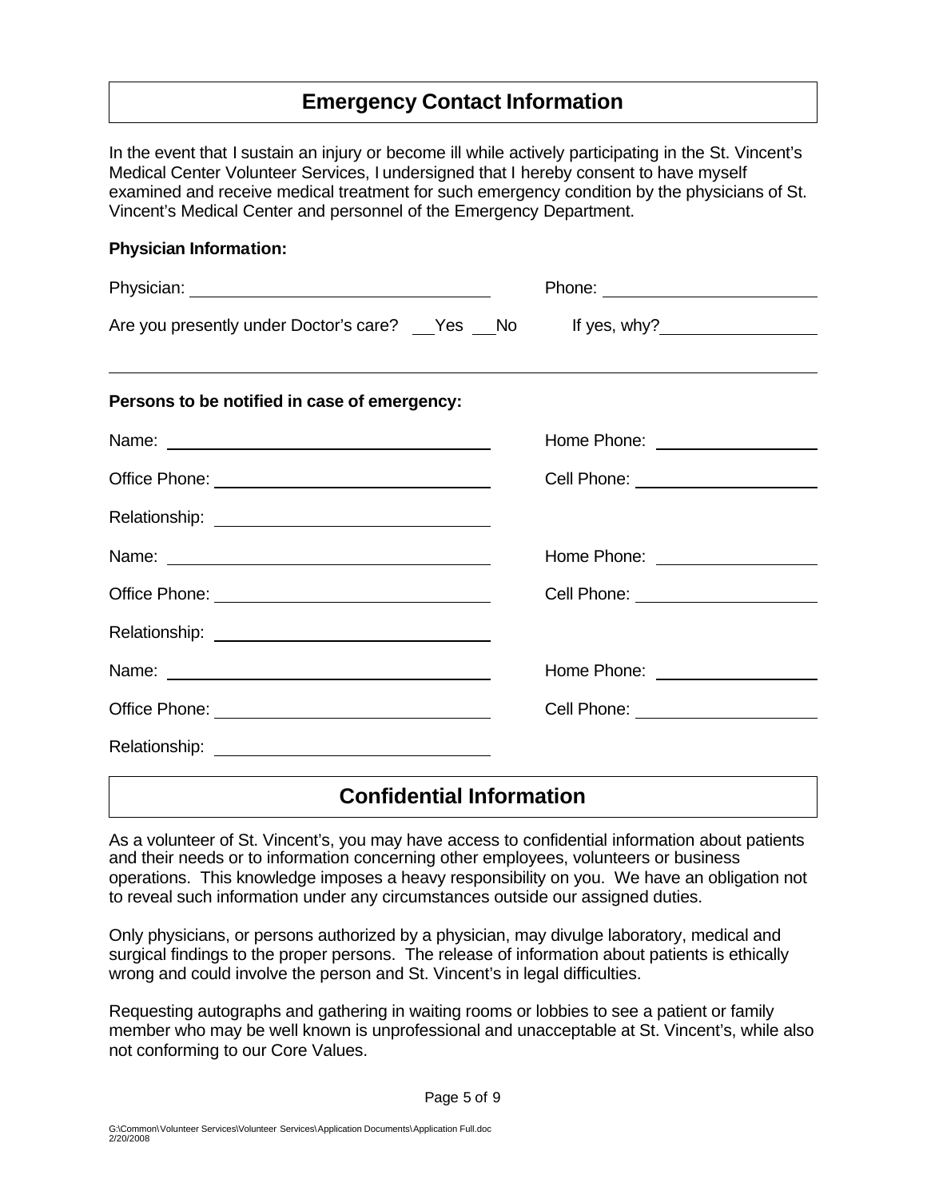## Emergency Contact Information

In the event that I sustain an injury or become ill while actively participating in the St. Vincent's Medical Center Volunteer Services, I undersigned that I hereby consent to have myself examined and receive medical treatment for such emergency condition by the physicians of St. Vincent's Medical Center and personnel of the Emergency Department.

**Physician Information:**

Physician: ______________________________ Phone: ______________________

Are you presently under Doctor's care? ___Yes ___No If yes, why?________________

______________________________________________________________________________

**Persons to be notified in case of emergency:**

Name: ______________________________ Home Phone: ____________________

Office Phone: ______________________________ Cell Phone: ____________________

Relationship: ______________________________

Name: ______________________________ Home Phone: ____________________

Office Phone: ______________________________ Cell Phone: ____________________

Relationship: ______________________________

Name: ______________________________ Home Phone: ____________________

Office Phone: ______________________________ Cell Phone: ____________________

Relationship: ______________________________

## Confidential Information

As a volunteer of St. Vincent's, you may have access to confidential information about patients and their needs or to information concerning other employees, volunteers or business operations. This knowledge imposes a heavy responsibility on you. We have an obligation not to reveal such information under any circumstances outside our assigned duties.

Only physicians, or persons authorized by a physician, may divulge laboratory, medical and surgical findings to the proper persons. The release of information about patients is ethically wrong and could involve the person and St. Vincent's in legal difficulties.

Requesting autographs and gathering in waiting rooms or lobbies to see a patient or family member who may be well known is unprofessional and unacceptable at St. Vincent's, while also not conforming to our Core Values.

G:\Common\Volunteer Services\Volunteer Services\Application Documents\Application Full.doc
2/20/2008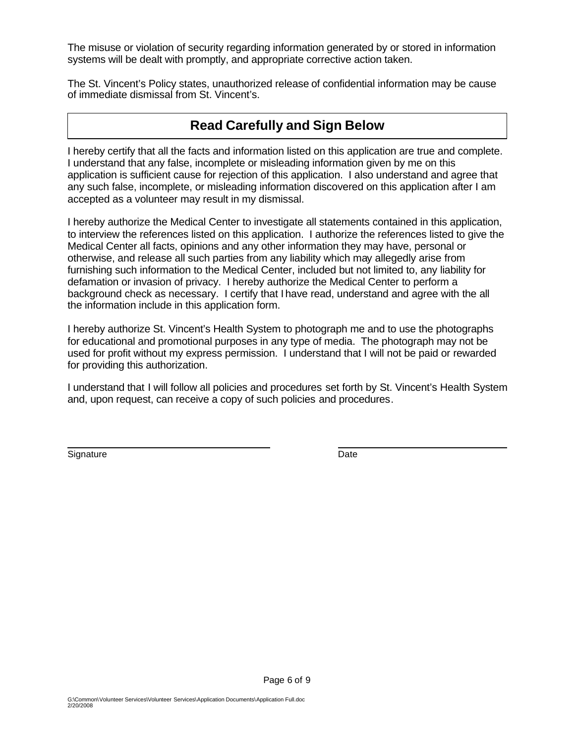The misuse or violation of security regarding information generated by or stored in information systems will be dealt with promptly, and appropriate corrective action taken.

The St. Vincent's Policy states, unauthorized release of confidential information may be cause of immediate dismissal from St. Vincent's.

## Read Carefully and Sign Below

I hereby certify that all the facts and information listed on this application are true and complete. I understand that any false, incomplete or misleading information given by me on this application is sufficient cause for rejection of this application. I also understand and agree that any such false, incomplete, or misleading information discovered on this application after I am accepted as a volunteer may result in my dismissal.

I hereby authorize the Medical Center to investigate all statements contained in this application, to interview the references listed on this application. I authorize the references listed to give the Medical Center all facts, opinions and any other information they may have, personal or otherwise, and release all such parties from any liability which may allegedly arise from furnishing such information to the Medical Center, included but not limited to, any liability for defamation or invasion of privacy. I hereby authorize the Medical Center to perform a background check as necessary. I certify that I have read, understand and agree with the all the information include in this application form.

I hereby authorize St. Vincent's Health System to photograph me and to use the photographs for educational and promotional purposes in any type of media. The photograph may not be used for profit without my express permission. I understand that I will not be paid or rewarded for providing this authorization.

I understand that I will follow all policies and procedures set forth by St. Vincent's Health System and, upon request, can receive a copy of such policies and procedures.

\_\_\_\_\_\_\_\_\_\_\_\_\_\_\_\_\_\_\_\_\_\_\_\_\_\_\_\_\_\_ \_\_\_\_\_\_\_\_\_\_\_\_\_\_\_\_\_\_\_\_\_\_\_\_\_\_

Signature Date

G:\Common\Volunteer Services\Volunteer Services\Application Documents\Application Full.doc
2/20/2008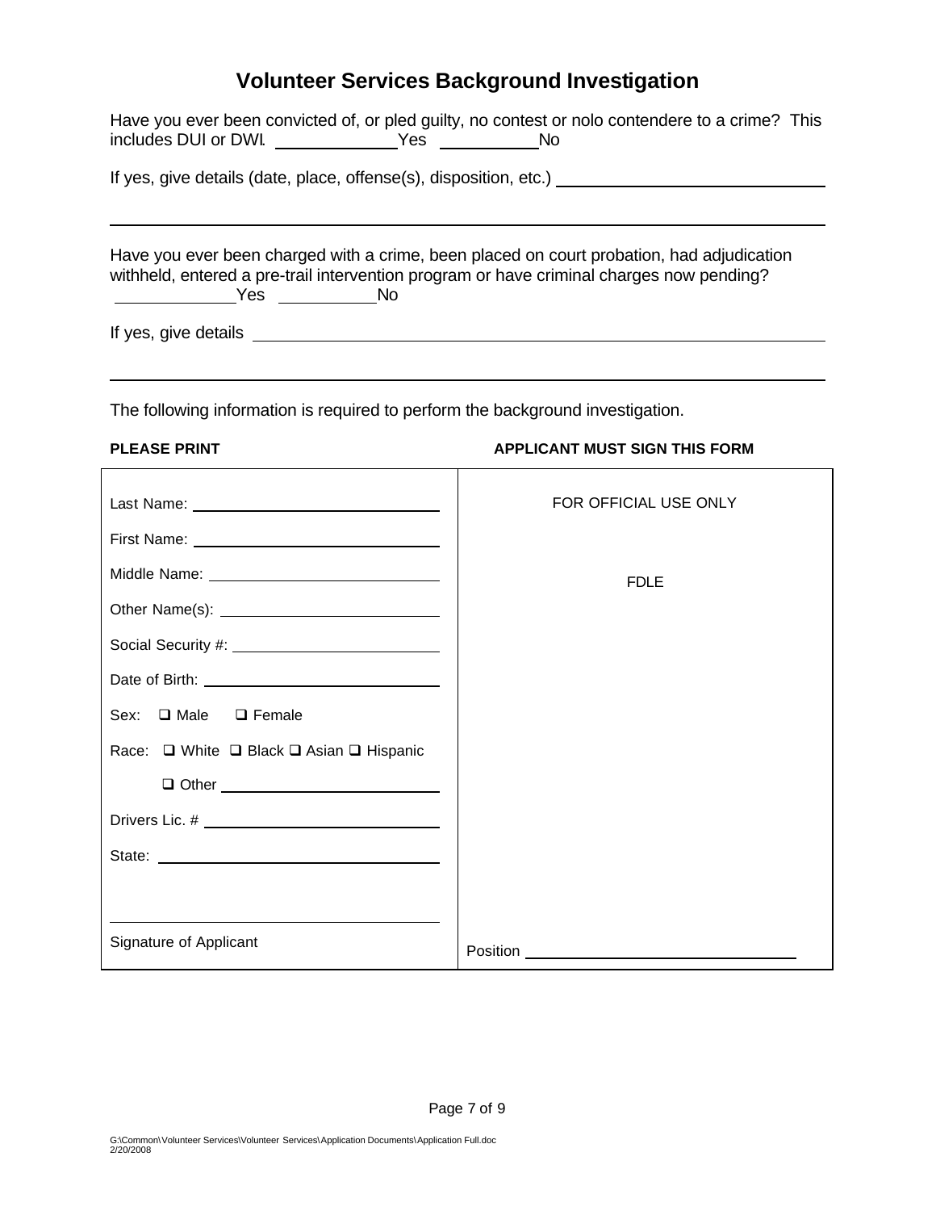# Volunteer Services Background Investigation

Have you ever been convicted of, or pled guilty, no contest or nolo contendere to a crime? This includes DUI or DWI. \_\_\_\_\_\_\_\_\_\_\_\_Yes \_\_\_\_\_\_\_\_\_\_No

If yes, give details (date, place, offense(s), disposition, etc.) \_\_\_\_\_\_\_\_\_\_\_\_\_\_\_\_\_\_\_\_\_\_\_\_\_\_\_\_

\_\_\_\_\_\_\_\_\_\_\_\_\_\_\_\_\_\_\_\_\_\_\_\_\_\_\_\_\_\_\_\_\_\_\_\_\_\_\_\_\_\_\_\_\_\_\_\_\_\_\_\_\_\_\_\_\_\_\_\_\_\_\_\_\_\_\_\_\_\_\_\_\_\_

Have you ever been charged with a crime, been placed on court probation, had adjudication withheld, entered a pre-trail intervention program or have criminal charges now pending?
\_\_\_\_\_\_\_\_\_\_\_\_Yes \_\_\_\_\_\_\_\_\_\_No

If yes, give details \_\_\_\_\_\_\_\_\_\_\_\_\_\_\_\_\_\_\_\_\_\_\_\_\_\_\_\_\_\_\_\_\_\_\_\_\_\_\_\_\_\_\_\_\_\_\_\_\_\_\_\_\_\_\_\_\_\_

\_\_\_\_\_\_\_\_\_\_\_\_\_\_\_\_\_\_\_\_\_\_\_\_\_\_\_\_\_\_\_\_\_\_\_\_\_\_\_\_\_\_\_\_\_\_\_\_\_\_\_\_\_\_\_\_\_\_\_\_\_\_\_\_\_\_\_\_\_\_\_\_\_\_

The following information is required to perform the background investigation.

**PLEASE PRINT** **APPLICANT MUST SIGN THIS FORM**

| | |
|---|---|
| Last Name: \_\_\_\_\_\_\_\_\_\_\_\_\_\_\_\_\_\_\_\_ | FOR OFFICIAL USE ONLY |
| First Name: \_\_\_\_\_\_\_\_\_\_\_\_\_\_\_\_\_\_\_\_ | |
| Middle Name: \_\_\_\_\_\_\_\_\_\_\_\_\_\_\_\_\_\_\_\_ | FDLE |
| Other Name(s): \_\_\_\_\_\_\_\_\_\_\_\_\_\_\_\_\_\_\_\_ | |
| Social Security #: \_\_\_\_\_\_\_\_\_\_\_\_\_\_\_\_\_\_\_\_ | |
| Date of Birth: \_\_\_\_\_\_\_\_\_\_\_\_\_\_\_\_\_\_\_\_ | |
| Sex: ☐ Male ☐ Female | |
| Race: ☐ White ☐ Black ☐ Asian ☐ Hispanic | |
| ☐ Other \_\_\_\_\_\_\_\_\_\_\_\_\_\_\_\_\_\_\_\_ | |
| Drivers Lic. # \_\_\_\_\_\_\_\_\_\_\_\_\_\_\_\_\_\_\_\_ | |
| State: \_\_\_\_\_\_\_\_\_\_\_\_\_\_\_\_\_\_\_\_ | |
| \_\_\_\_\_\_\_\_\_\_\_\_\_\_\_\_\_\_\_\_ Signature of Applicant | Position \_\_\_\_\_\_\_\_\_\_\_\_\_\_\_\_\_\_\_\_ |

G:\Common\Volunteer Services\Volunteer Services\Application Documents\Application Full.doc
2/20/2008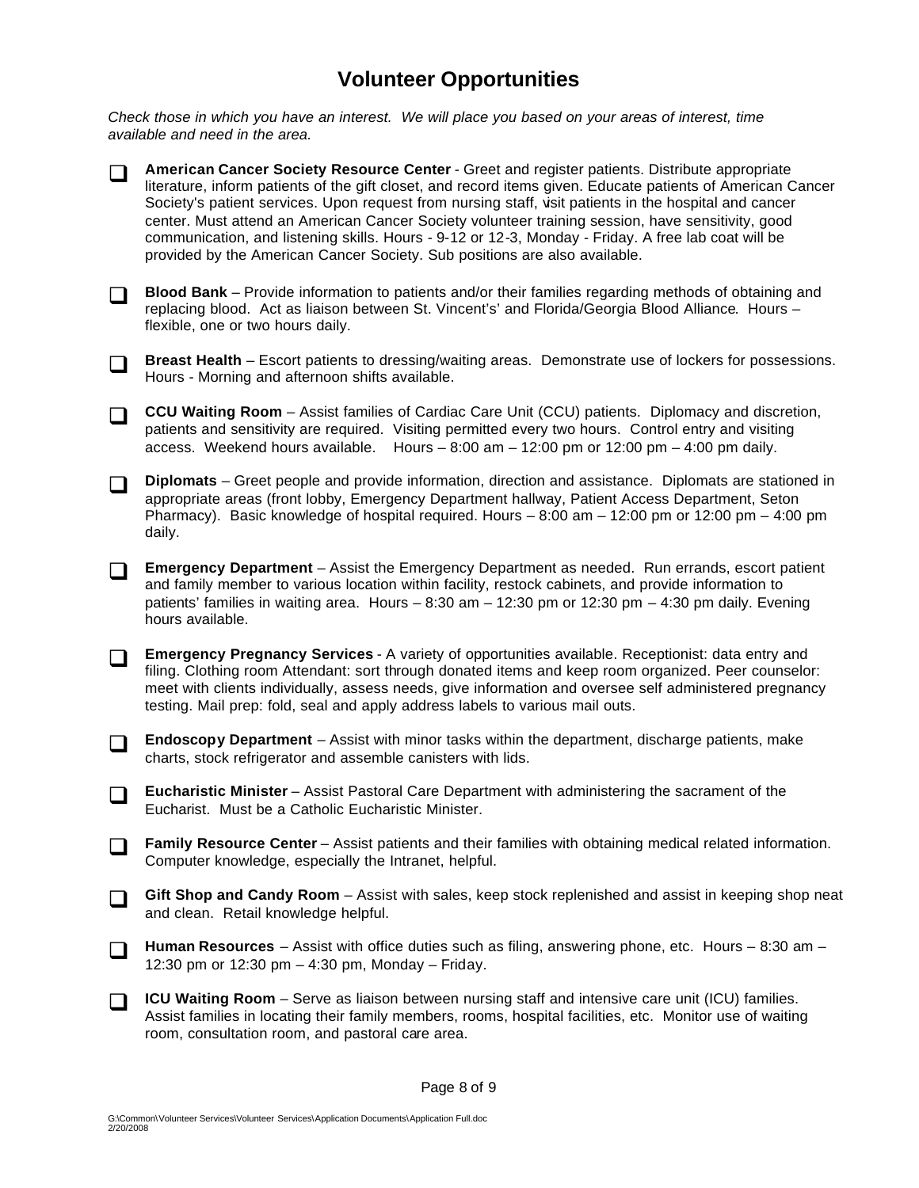# Volunteer Opportunities

*Check those in which you have an interest. We will place you based on your areas of interest, time available and need in the area.*

- ☐ **American Cancer Society Resource Center** - Greet and register patients. Distribute appropriate literature, inform patients of the gift closet, and record items given. Educate patients of American Cancer Society's patient services. Upon request from nursing staff, visit patients in the hospital and cancer center. Must attend an American Cancer Society volunteer training session, have sensitivity, good communication, and listening skills. Hours - 9-12 or 12-3, Monday - Friday. A free lab coat will be provided by the American Cancer Society. Sub positions are also available.

- ☐ **Blood Bank** – Provide information to patients and/or their families regarding methods of obtaining and replacing blood. Act as liaison between St. Vincent's' and Florida/Georgia Blood Alliance. Hours – flexible, one or two hours daily.

- ☐ **Breast Health** – Escort patients to dressing/waiting areas. Demonstrate use of lockers for possessions. Hours - Morning and afternoon shifts available.

- ☐ **CCU Waiting Room** – Assist families of Cardiac Care Unit (CCU) patients. Diplomacy and discretion, patients and sensitivity are required. Visiting permitted every two hours. Control entry and visiting access. Weekend hours available. Hours – 8:00 am – 12:00 pm or 12:00 pm – 4:00 pm daily.

- ☐ **Diplomats** – Greet people and provide information, direction and assistance. Diplomats are stationed in appropriate areas (front lobby, Emergency Department hallway, Patient Access Department, Seton Pharmacy). Basic knowledge of hospital required. Hours – 8:00 am – 12:00 pm or 12:00 pm – 4:00 pm daily.

- ☐ **Emergency Department** – Assist the Emergency Department as needed. Run errands, escort patient and family member to various location within facility, restock cabinets, and provide information to patients' families in waiting area. Hours – 8:30 am – 12:30 pm or 12:30 pm – 4:30 pm daily. Evening hours available.

- ☐ **Emergency Pregnancy Services** - A variety of opportunities available. Receptionist: data entry and filing. Clothing room Attendant: sort through donated items and keep room organized. Peer counselor: meet with clients individually, assess needs, give information and oversee self administered pregnancy testing. Mail prep: fold, seal and apply address labels to various mail outs.

- ☐ **Endoscopy Department** – Assist with minor tasks within the department, discharge patients, make charts, stock refrigerator and assemble canisters with lids.

- ☐ **Eucharistic Minister** – Assist Pastoral Care Department with administering the sacrament of the Eucharist. Must be a Catholic Eucharistic Minister.

- ☐ **Family Resource Center** – Assist patients and their families with obtaining medical related information. Computer knowledge, especially the Intranet, helpful.

- ☐ **Gift Shop and Candy Room** – Assist with sales, keep stock replenished and assist in keeping shop neat and clean. Retail knowledge helpful.

- ☐ **Human Resources** – Assist with office duties such as filing, answering phone, etc. Hours – 8:30 am – 12:30 pm or 12:30 pm – 4:30 pm, Monday – Friday.

- ☐ **ICU Waiting Room** – Serve as liaison between nursing staff and intensive care unit (ICU) families. Assist families in locating their family members, rooms, hospital facilities, etc. Monitor use of waiting room, consultation room, and pastoral care area.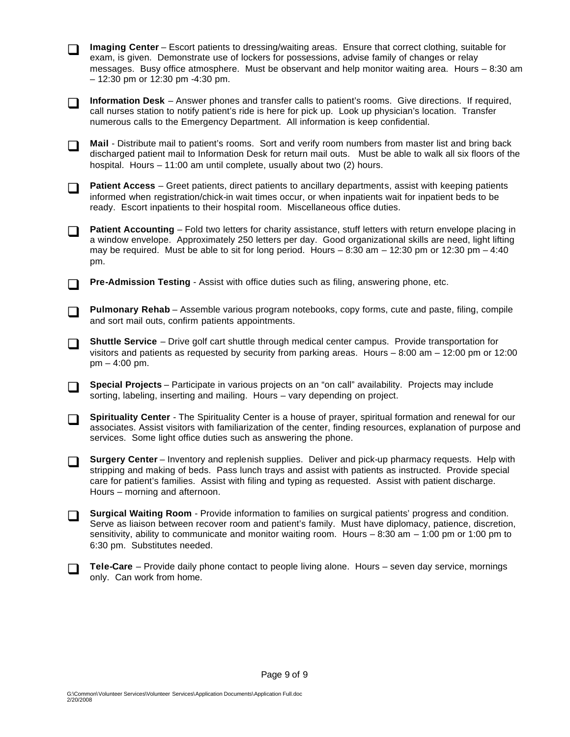- [ ] **Imaging Center** – Escort patients to dressing/waiting areas. Ensure that correct clothing, suitable for exam, is given. Demonstrate use of lockers for possessions, advise family of changes or relay messages. Busy office atmosphere. Must be observant and help monitor waiting area. Hours – 8:30 am – 12:30 pm or 12:30 pm -4:30 pm.

- [ ] **Information Desk** – Answer phones and transfer calls to patient's rooms. Give directions. If required, call nurses station to notify patient's ride is here for pick up. Look up physician's location. Transfer numerous calls to the Emergency Department. All information is keep confidential.

- [ ] **Mail** - Distribute mail to patient's rooms. Sort and verify room numbers from master list and bring back discharged patient mail to Information Desk for return mail outs. Must be able to walk all six floors of the hospital. Hours – 11:00 am until complete, usually about two (2) hours.

- [ ] **Patient Access** – Greet patients, direct patients to ancillary departments, assist with keeping patients informed when registration/chick-in wait times occur, or when inpatients wait for inpatient beds to be ready. Escort inpatients to their hospital room. Miscellaneous office duties.

- [ ] **Patient Accounting** – Fold two letters for charity assistance, stuff letters with return envelope placing in a window envelope. Approximately 250 letters per day. Good organizational skills are need, light lifting may be required. Must be able to sit for long period. Hours – 8:30 am – 12:30 pm or 12:30 pm – 4:40 pm.

- [ ] **Pre-Admission Testing** - Assist with office duties such as filing, answering phone, etc.

- [ ] **Pulmonary Rehab** – Assemble various program notebooks, copy forms, cute and paste, filing, compile and sort mail outs, confirm patients appointments.

- [ ] **Shuttle Service** – Drive golf cart shuttle through medical center campus. Provide transportation for visitors and patients as requested by security from parking areas. Hours – 8:00 am – 12:00 pm or 12:00 pm – 4:00 pm.

- [ ] **Special Projects** – Participate in various projects on an "on call" availability. Projects may include sorting, labeling, inserting and mailing. Hours – vary depending on project.

- [ ] **Spirituality Center** - The Spirituality Center is a house of prayer, spiritual formation and renewal for our associates. Assist visitors with familiarization of the center, finding resources, explanation of purpose and services. Some light office duties such as answering the phone.

- [ ] **Surgery Center** – Inventory and replenish supplies. Deliver and pick-up pharmacy requests. Help with stripping and making of beds. Pass lunch trays and assist with patients as instructed. Provide special care for patient's families. Assist with filing and typing as requested. Assist with patient discharge. Hours – morning and afternoon.

- [ ] **Surgical Waiting Room** - Provide information to families on surgical patients' progress and condition. Serve as liaison between recover room and patient's family. Must have diplomacy, patience, discretion, sensitivity, ability to communicate and monitor waiting room. Hours – 8:30 am – 1:00 pm or 1:00 pm to 6:30 pm. Substitutes needed.

- [ ] **Tele-Care** – Provide daily phone contact to people living alone. Hours – seven day service, mornings only. Can work from home.

G:\Common\Volunteer Services\Volunteer Services\Application Documents\Application Full.doc
2/20/2008